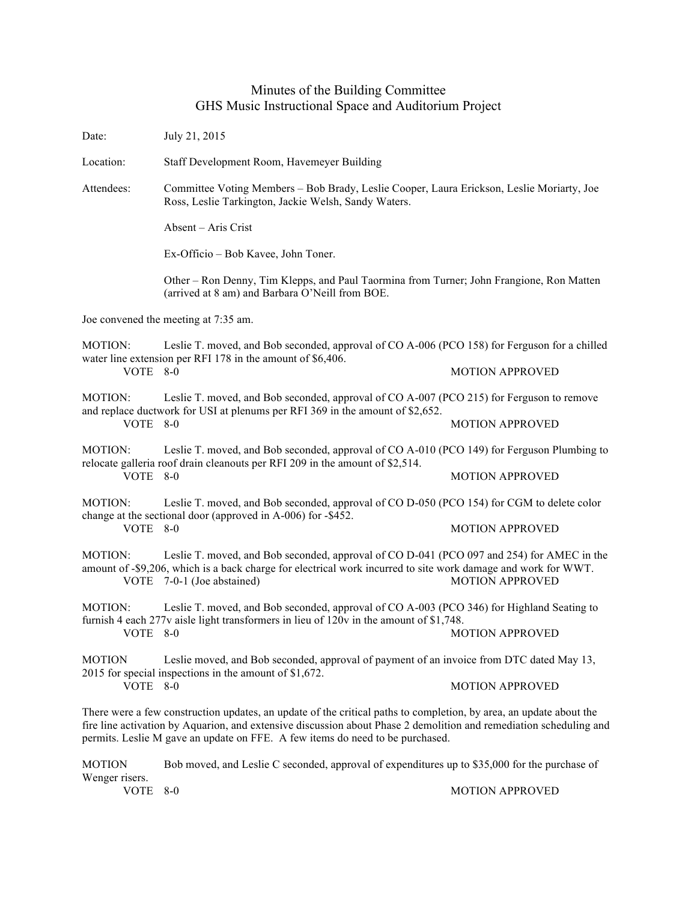# Minutes of the Building Committee
## GHS Music Instructional Space and Auditorium Project

Date: July 21, 2015

Location: Staff Development Room, Havemeyer Building

Attendees: Committee Voting Members – Bob Brady, Leslie Cooper, Laura Erickson, Leslie Moriarty, Joe Ross, Leslie Tarkington, Jackie Welsh, Sandy Waters.

Absent – Aris Crist

Ex-Officio – Bob Kavee, John Toner.

Other – Ron Denny, Tim Klepps, and Paul Taormina from Turner; John Frangione, Ron Matten (arrived at 8 am) and Barbara O'Neill from BOE.

Joe convened the meeting at 7:35 am.

MOTION: Leslie T. moved, and Bob seconded, approval of CO A-006 (PCO 158) for Ferguson for a chilled water line extension per RFI 178 in the amount of $6,406.
VOTE 8-0 MOTION APPROVED

MOTION: Leslie T. moved, and Bob seconded, approval of CO A-007 (PCO 215) for Ferguson to remove and replace ductwork for USI at plenums per RFI 369 in the amount of $2,652.
VOTE 8-0 MOTION APPROVED

MOTION: Leslie T. moved, and Bob seconded, approval of CO A-010 (PCO 149) for Ferguson Plumbing to relocate galleria roof drain cleanouts per RFI 209 in the amount of $2,514.
VOTE 8-0 MOTION APPROVED

MOTION: Leslie T. moved, and Bob seconded, approval of CO D-050 (PCO 154) for CGM to delete color change at the sectional door (approved in A-006) for -$452.
VOTE 8-0 MOTION APPROVED

MOTION: Leslie T. moved, and Bob seconded, approval of CO D-041 (PCO 097 and 254) for AMEC in the amount of -$9,206, which is a back charge for electrical work incurred to site work damage and work for WWT.
VOTE 7-0-1 (Joe abstained) MOTION APPROVED

MOTION: Leslie T. moved, and Bob seconded, approval of CO A-003 (PCO 346) for Highland Seating to furnish 4 each 277v aisle light transformers in lieu of 120v in the amount of $1,748.
VOTE 8-0 MOTION APPROVED

MOTION Leslie moved, and Bob seconded, approval of payment of an invoice from DTC dated May 13, 2015 for special inspections in the amount of $1,672.
VOTE 8-0 MOTION APPROVED

There were a few construction updates, an update of the critical paths to completion, by area, an update about the fire line activation by Aquarion, and extensive discussion about Phase 2 demolition and remediation scheduling and permits. Leslie M gave an update on FFE. A few items do need to be purchased.

MOTION Bob moved, and Leslie C seconded, approval of expenditures up to $35,000 for the purchase of Wenger risers.
VOTE 8-0 MOTION APPROVED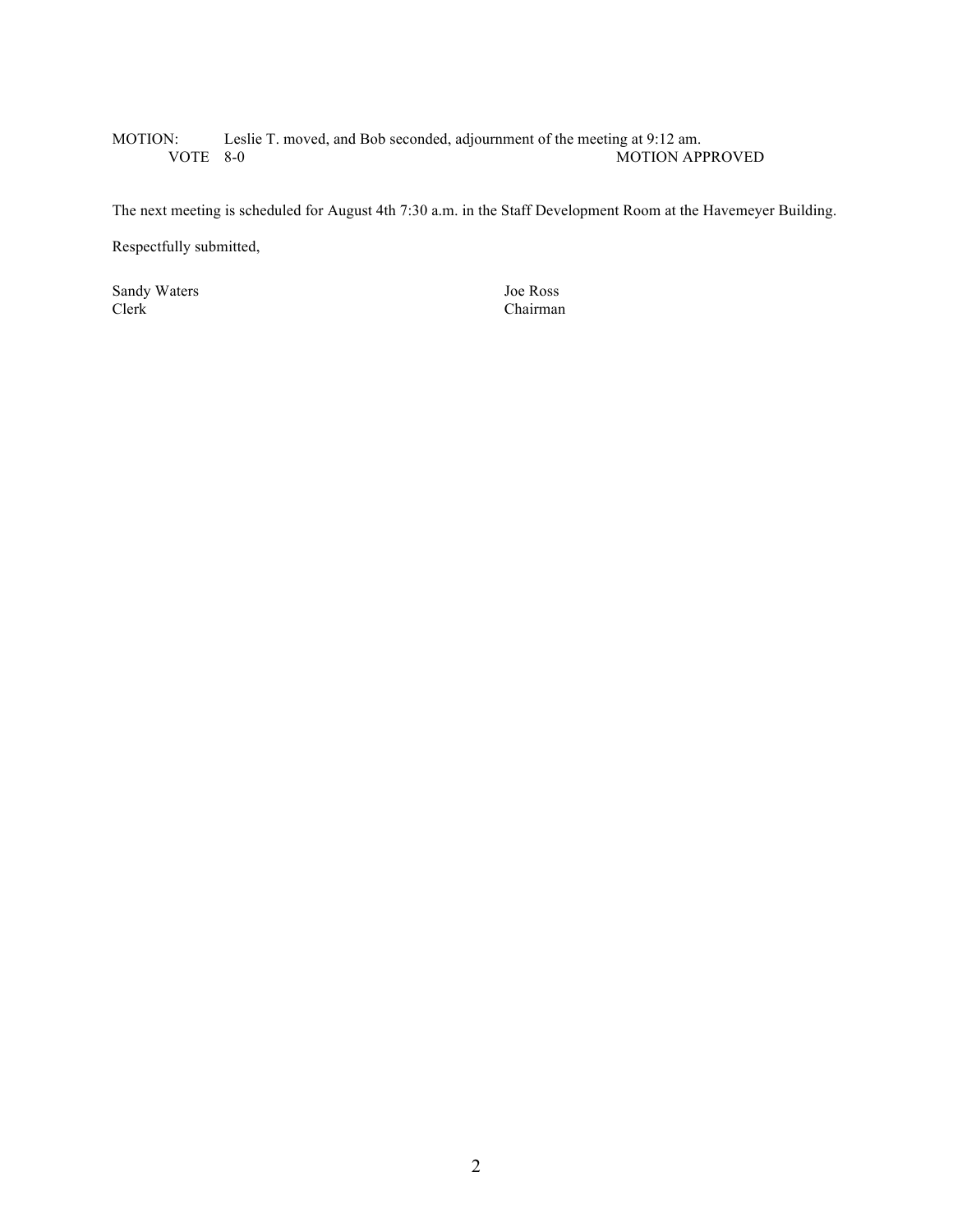MOTION: Leslie T. moved, and Bob seconded, adjournment of the meeting at 9:12 am.
VOTE 8-0 MOTION APPROVED

The next meeting is scheduled for August 4th 7:30 a.m. in the Staff Development Room at the Havemeyer Building.

Respectfully submitted,

Sandy Waters
Clerk

Joe Ross
Chairman